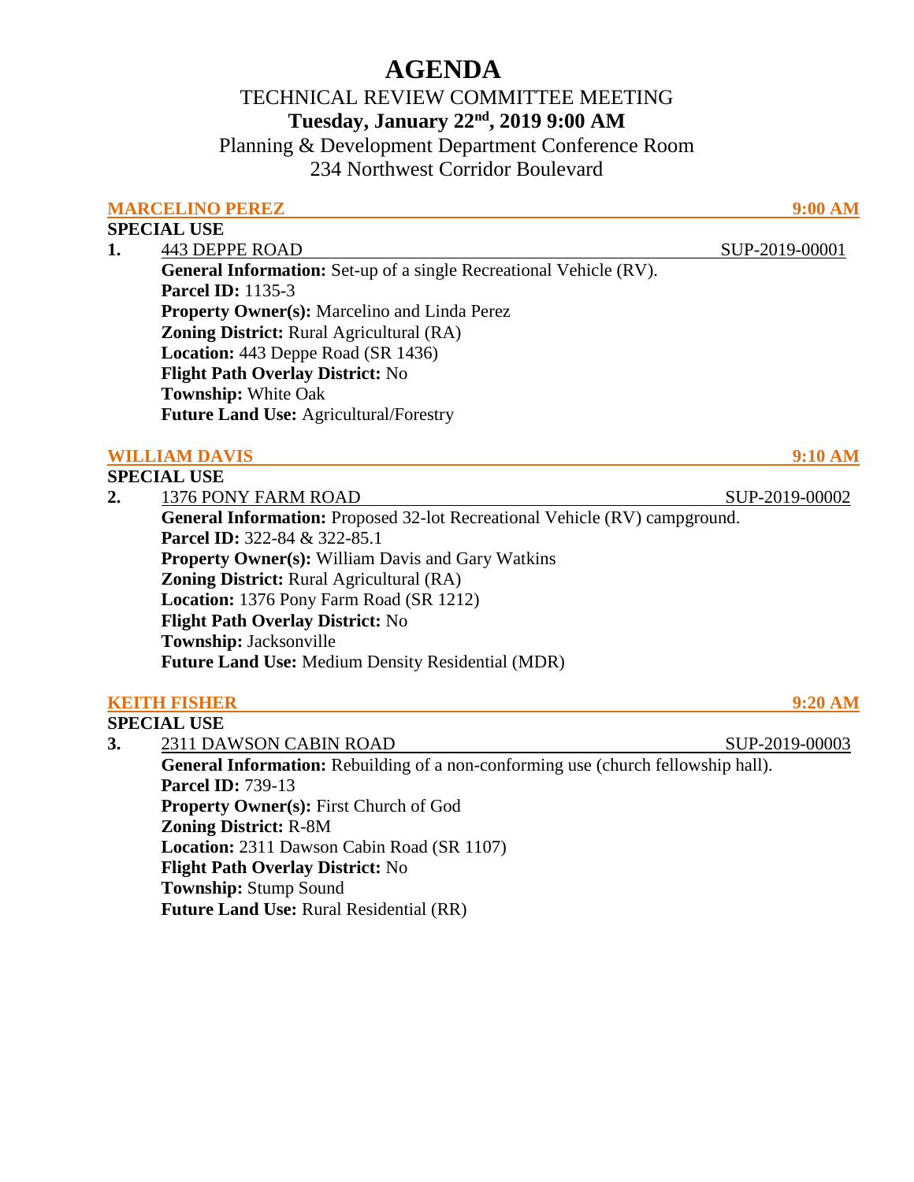# AGENDA

TECHNICAL REVIEW COMMITTEE MEETING

**Tuesday, January 22nd, 2019 9:00 AM**

Planning & Development Department Conference Room

234 Northwest Corridor Boulevard

## MARCELINO PEREZ — 9:00 AM

**SPECIAL USE**

**1.** 443 DEPPE ROAD — SUP-2019-00001

**General Information:** Set-up of a single Recreational Vehicle (RV).
**Parcel ID:** 1135-3
**Property Owner(s):** Marcelino and Linda Perez
**Zoning District:** Rural Agricultural (RA)
**Location:** 443 Deppe Road (SR 1436)
**Flight Path Overlay District:** No
**Township:** White Oak
**Future Land Use:** Agricultural/Forestry

## WILLIAM DAVIS — 9:10 AM

**SPECIAL USE**

**2.** 1376 PONY FARM ROAD — SUP-2019-00002

**General Information:** Proposed 32-lot Recreational Vehicle (RV) campground.
**Parcel ID:** 322-84 & 322-85.1
**Property Owner(s):** William Davis and Gary Watkins
**Zoning District:** Rural Agricultural (RA)
**Location:** 1376 Pony Farm Road (SR 1212)
**Flight Path Overlay District:** No
**Township:** Jacksonville
**Future Land Use:** Medium Density Residential (MDR)

## KEITH FISHER — 9:20 AM

**SPECIAL USE**

**3.** 2311 DAWSON CABIN ROAD — SUP-2019-00003

**General Information:** Rebuilding of a non-conforming use (church fellowship hall).
**Parcel ID:** 739-13
**Property Owner(s):** First Church of God
**Zoning District:** R-8M
**Location:** 2311 Dawson Cabin Road (SR 1107)
**Flight Path Overlay District:** No
**Township:** Stump Sound
**Future Land Use:** Rural Residential (RR)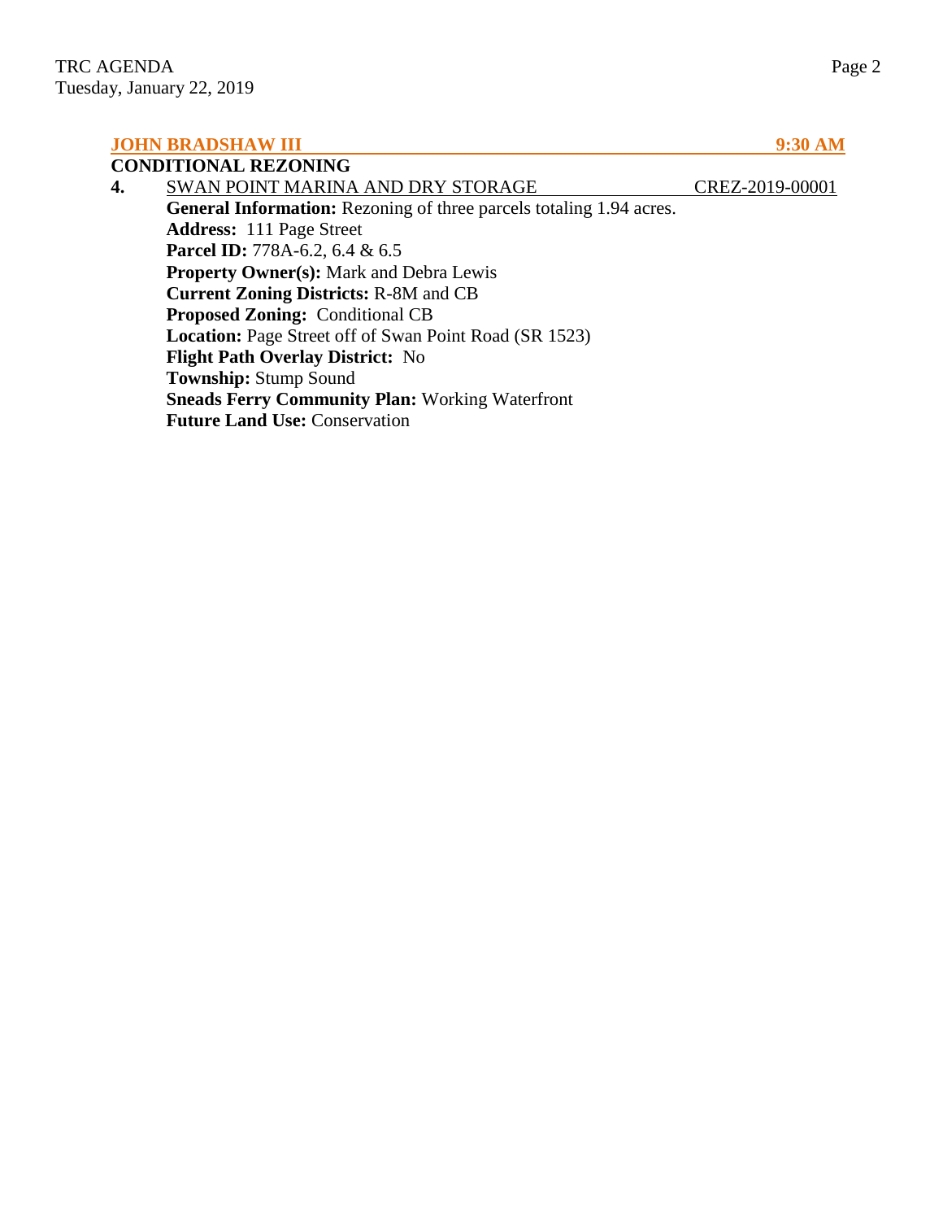**JOHN BRADSHAW III** **9:30 AM**

**CONDITIONAL REZONING**

**4.** SWAN POINT MARINA AND DRY STORAGE CREZ-2019-00001

**General Information:** Rezoning of three parcels totaling 1.94 acres.
**Address:** 111 Page Street
**Parcel ID:** 778A-6.2, 6.4 & 6.5
**Property Owner(s):** Mark and Debra Lewis
**Current Zoning Districts:** R-8M and CB
**Proposed Zoning:** Conditional CB
**Location:** Page Street off of Swan Point Road (SR 1523)
**Flight Path Overlay District:** No
**Township:** Stump Sound
**Sneads Ferry Community Plan:** Working Waterfront
**Future Land Use:** Conservation